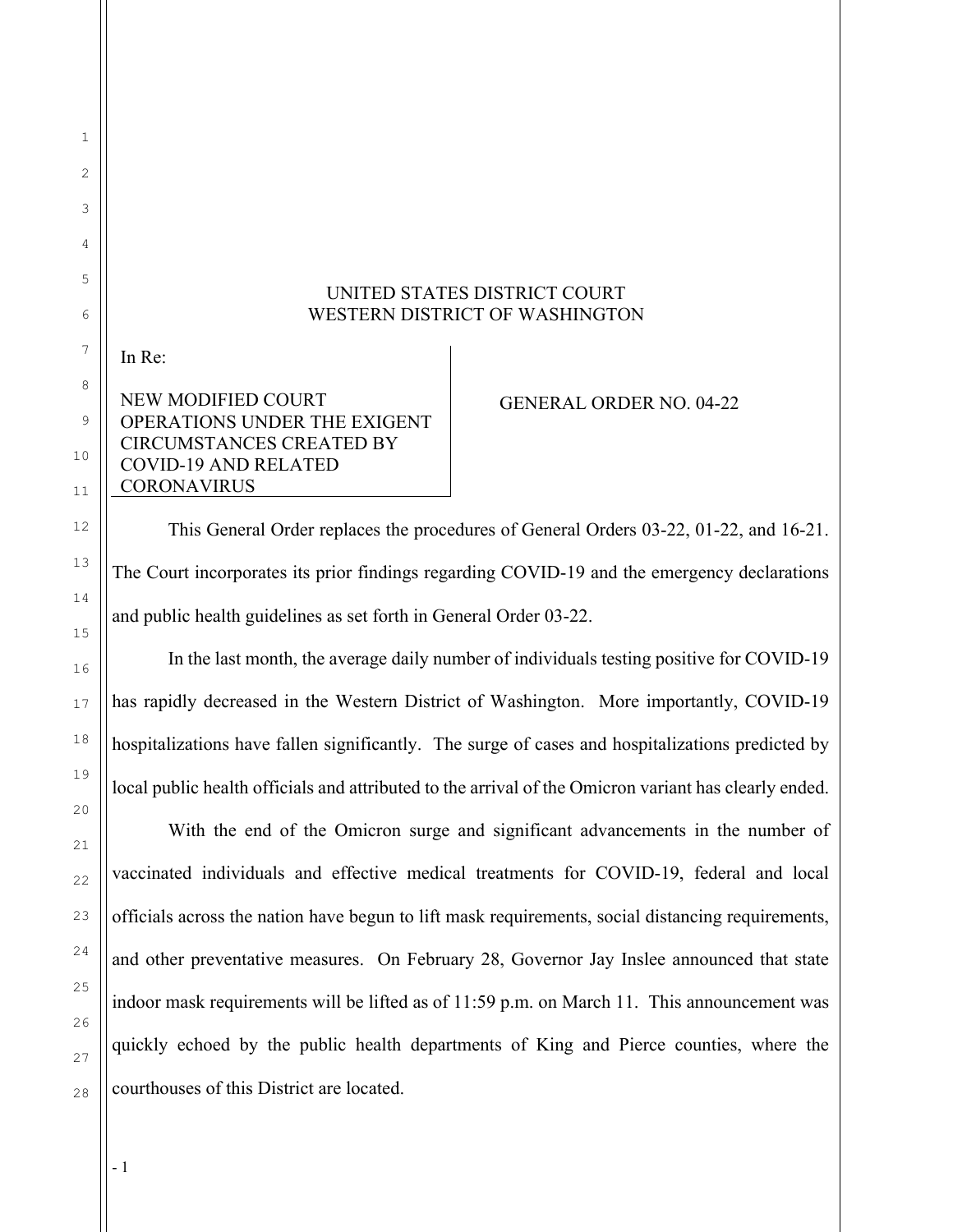UNITED STATES DISTRICT COURT
WESTERN DISTRICT OF WASHINGTON

In Re:

NEW MODIFIED COURT OPERATIONS UNDER THE EXIGENT CIRCUMSTANCES CREATED BY COVID-19 AND RELATED CORONAVIRUS

GENERAL ORDER NO. 04-22

This General Order replaces the procedures of General Orders 03-22, 01-22, and 16-21. The Court incorporates its prior findings regarding COVID-19 and the emergency declarations and public health guidelines as set forth in General Order 03-22.

In the last month, the average daily number of individuals testing positive for COVID-19 has rapidly decreased in the Western District of Washington. More importantly, COVID-19 hospitalizations have fallen significantly. The surge of cases and hospitalizations predicted by local public health officials and attributed to the arrival of the Omicron variant has clearly ended.

With the end of the Omicron surge and significant advancements in the number of vaccinated individuals and effective medical treatments for COVID-19, federal and local officials across the nation have begun to lift mask requirements, social distancing requirements, and other preventative measures. On February 28, Governor Jay Inslee announced that state indoor mask requirements will be lifted as of 11:59 p.m. on March 11. This announcement was quickly echoed by the public health departments of King and Pierce counties, where the courthouses of this District are located.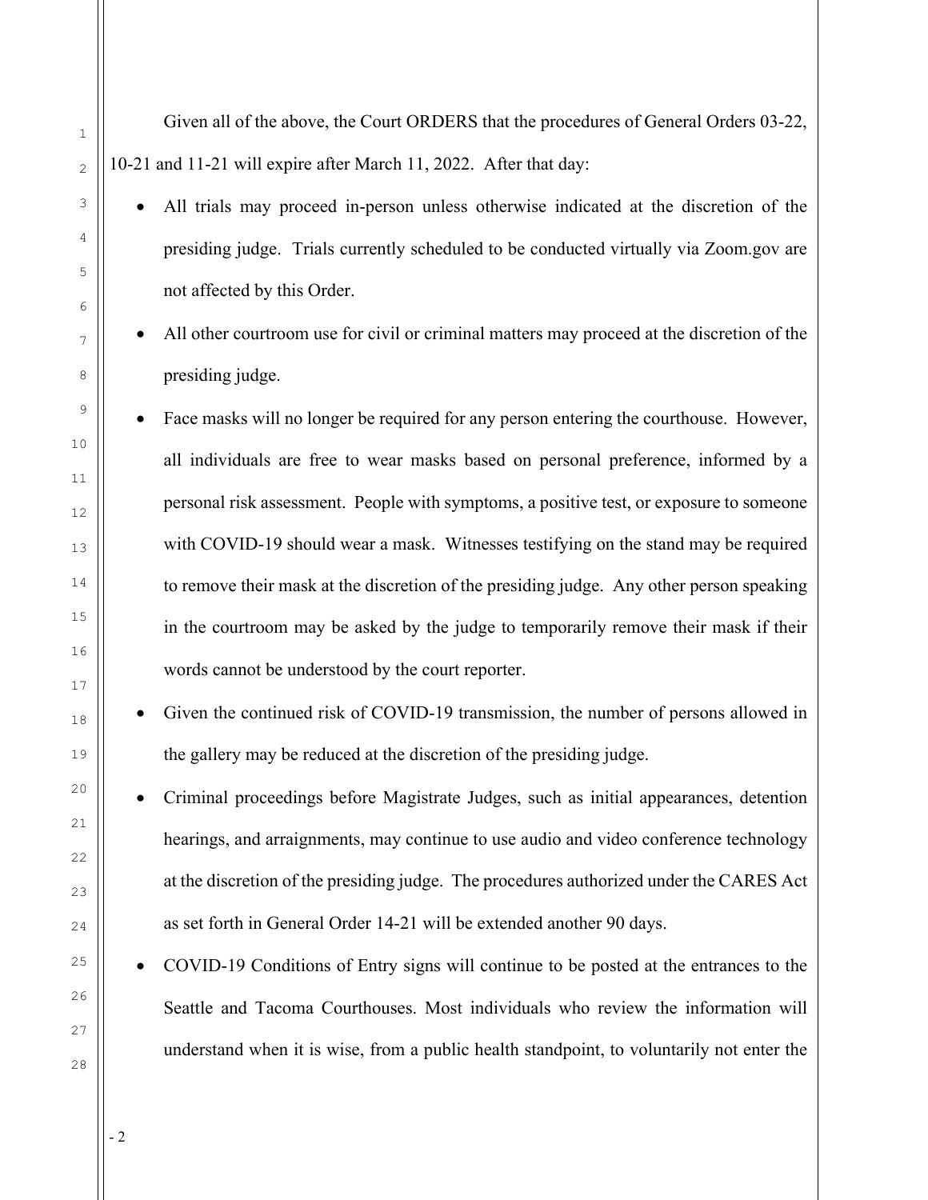Given all of the above, the Court ORDERS that the procedures of General Orders 03-22, 10-21 and 11-21 will expire after March 11, 2022. After that day:

- All trials may proceed in-person unless otherwise indicated at the discretion of the presiding judge. Trials currently scheduled to be conducted virtually via Zoom.gov are not affected by this Order.
- All other courtroom use for civil or criminal matters may proceed at the discretion of the presiding judge.
- Face masks will no longer be required for any person entering the courthouse. However, all individuals are free to wear masks based on personal preference, informed by a personal risk assessment. People with symptoms, a positive test, or exposure to someone with COVID-19 should wear a mask. Witnesses testifying on the stand may be required to remove their mask at the discretion of the presiding judge. Any other person speaking in the courtroom may be asked by the judge to temporarily remove their mask if their words cannot be understood by the court reporter.
- Given the continued risk of COVID-19 transmission, the number of persons allowed in the gallery may be reduced at the discretion of the presiding judge.
- Criminal proceedings before Magistrate Judges, such as initial appearances, detention hearings, and arraignments, may continue to use audio and video conference technology at the discretion of the presiding judge. The procedures authorized under the CARES Act as set forth in General Order 14-21 will be extended another 90 days.
- COVID-19 Conditions of Entry signs will continue to be posted at the entrances to the Seattle and Tacoma Courthouses. Most individuals who review the information will understand when it is wise, from a public health standpoint, to voluntarily not enter the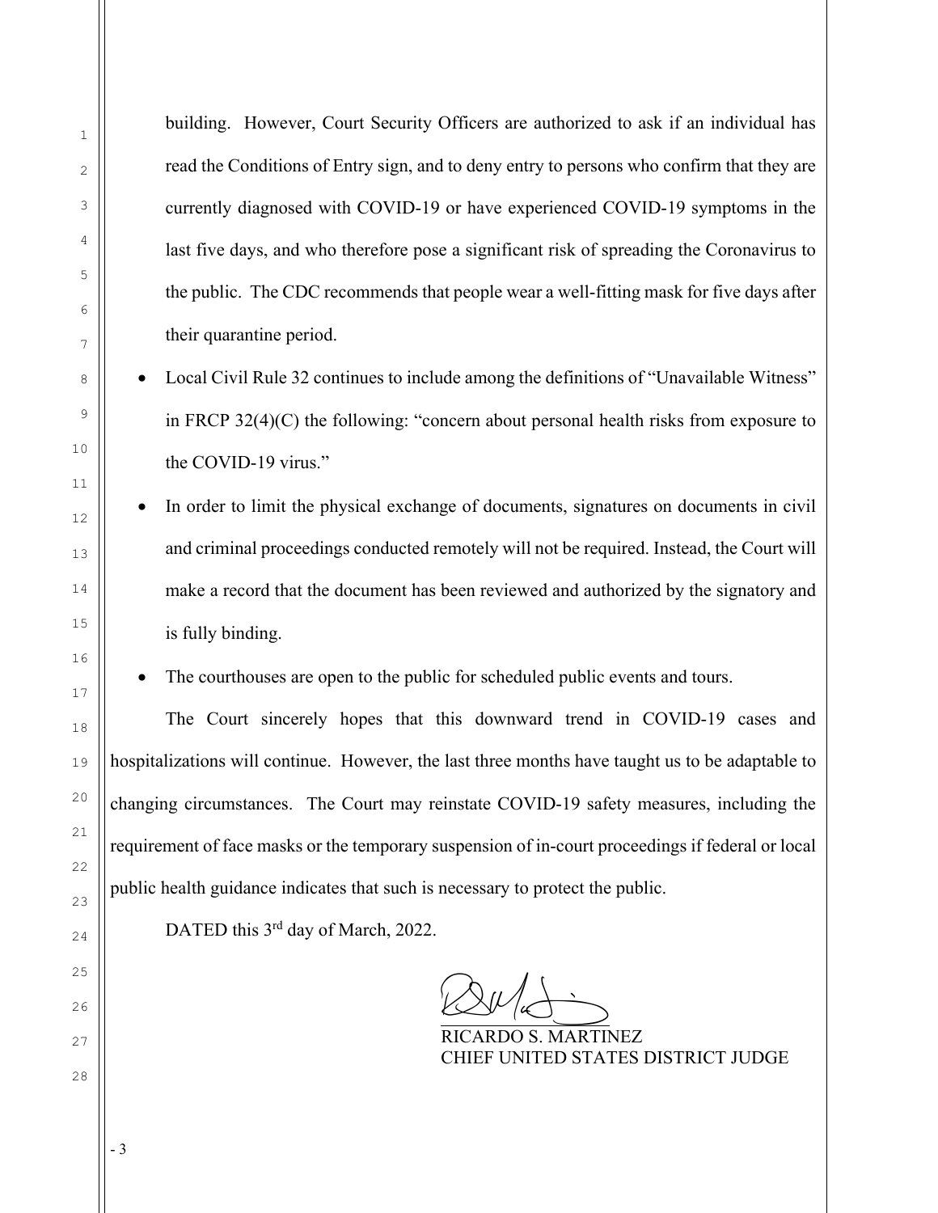building. However, Court Security Officers are authorized to ask if an individual has read the Conditions of Entry sign, and to deny entry to persons who confirm that they are currently diagnosed with COVID-19 or have experienced COVID-19 symptoms in the last five days, and who therefore pose a significant risk of spreading the Coronavirus to the public. The CDC recommends that people wear a well-fitting mask for five days after their quarantine period.

- Local Civil Rule 32 continues to include among the definitions of "Unavailable Witness" in FRCP 32(4)(C) the following: "concern about personal health risks from exposure to the COVID-19 virus."
- In order to limit the physical exchange of documents, signatures on documents in civil and criminal proceedings conducted remotely will not be required. Instead, the Court will make a record that the document has been reviewed and authorized by the signatory and is fully binding.
- The courthouses are open to the public for scheduled public events and tours.

The Court sincerely hopes that this downward trend in COVID-19 cases and hospitalizations will continue. However, the last three months have taught us to be adaptable to changing circumstances. The Court may reinstate COVID-19 safety measures, including the requirement of face masks or the temporary suspension of in-court proceedings if federal or local public health guidance indicates that such is necessary to protect the public.

DATED this 3rd day of March, 2022.

RICARDO S. MARTINEZ
CHIEF UNITED STATES DISTRICT JUDGE